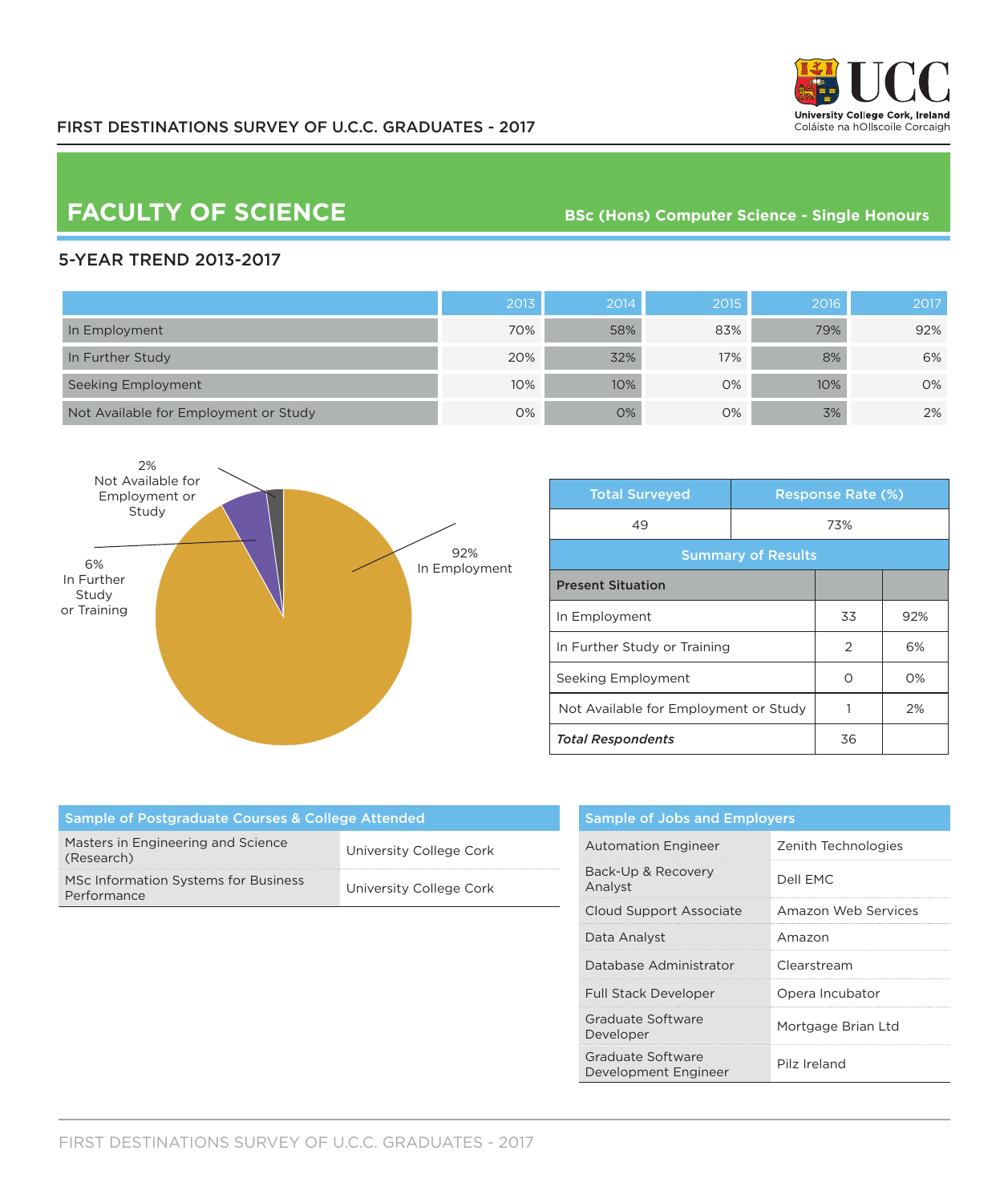FIRST DESTINATIONS SURVEY OF U.C.C. GRADUATES - 2017

UCC
University College Cork, Ireland
Coláiste na hOllscoile Corcaigh

# FACULTY OF SCIENCE

**BSc (Hons) Computer Science - Single Honours**

## 5-YEAR TREND 2013-2017

| | 2013 | 2014 | 2015 | 2016 | 2017 |
|---|---|---|---|---|---|
| In Employment | 70% | 58% | 83% | 79% | 92% |
| In Further Study | 20% | 32% | 17% | 8% | 6% |
| Seeking Employment | 10% | 10% | 0% | 10% | 0% |
| Not Available for Employment or Study | 0% | 0% | 0% | 3% | 2% |

2%
Not Available for Employment or Study

6%
In Further Study or Training

92%
In Employment

| Total Surveyed | Response Rate (%) |
|---|---|
| 49 | 73% |

**Summary of Results**

| **Present Situation** | | |
|---|---|---|
| In Employment | 33 | 92% |
| In Further Study or Training | 2 | 6% |
| Seeking Employment | 0 | 0% |
| Not Available for Employment or Study | 1 | 2% |
| ***Total Respondents*** | 36 | |

### Sample of Postgraduate Courses & College Attended

| | |
|---|---|
| Masters in Engineering and Science (Research) | University College Cork |
| MSc Information Systems for Business Performance | University College Cork |

### Sample of Jobs and Employers

| | |
|---|---|
| Automation Engineer | Zenith Technologies |
| Back-Up & Recovery Analyst | Dell EMC |
| Cloud Support Associate | Amazon Web Services |
| Data Analyst | Amazon |
| Database Administrator | Clearstream |
| Full Stack Developer | Opera Incubator |
| Graduate Software Developer | Mortgage Brian Ltd |
| Graduate Software Development Engineer | Pilz Ireland |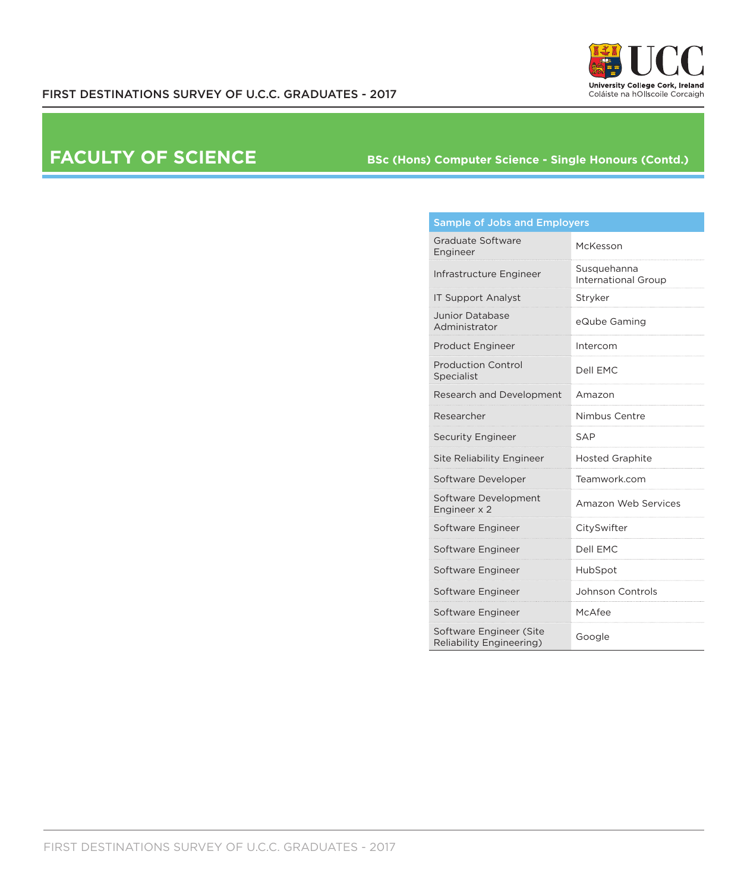## FACULTY OF SCIENCE

### BSc (Hons) Computer Science - Single Honours (Contd.)

| Sample of Jobs and Employers | |
|---|---|
| Graduate Software Engineer | McKesson |
| Infrastructure Engineer | Susquehanna International Group |
| IT Support Analyst | Stryker |
| Junior Database Administrator | eQube Gaming |
| Product Engineer | Intercom |
| Production Control Specialist | Dell EMC |
| Research and Development | Amazon |
| Researcher | Nimbus Centre |
| Security Engineer | SAP |
| Site Reliability Engineer | Hosted Graphite |
| Software Developer | Teamwork.com |
| Software Development Engineer x 2 | Amazon Web Services |
| Software Engineer | CitySwifter |
| Software Engineer | Dell EMC |
| Software Engineer | HubSpot |
| Software Engineer | Johnson Controls |
| Software Engineer | McAfee |
| Software Engineer (Site Reliability Engineering) | Google |